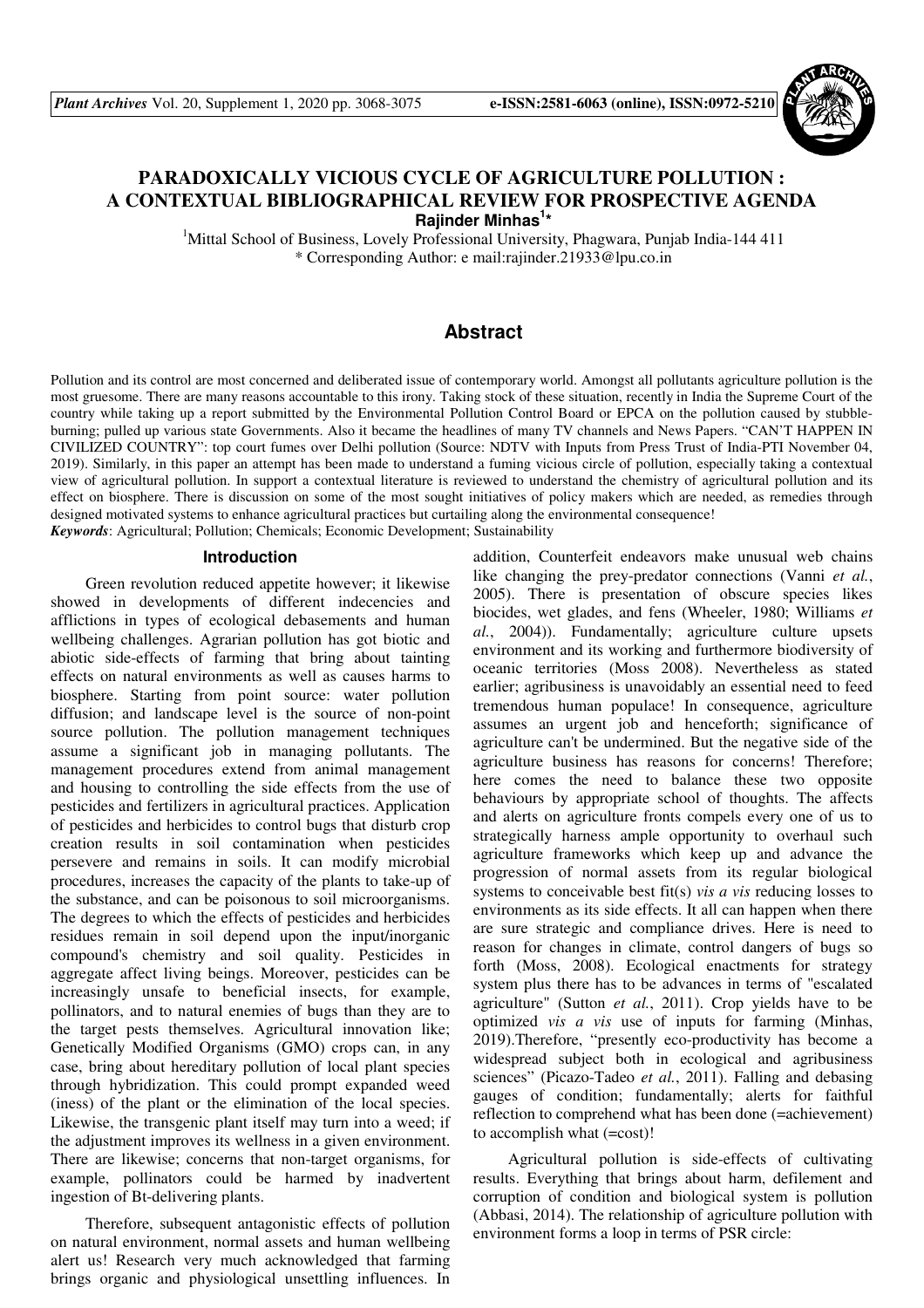# PARADOXICALLY VICIOUS CYCLE OF AGRICULTURE POLLUTION : A CONTEXTUAL BIBLIOGRAPHICAL REVIEW FOR PROSPECTIVE AGENDA

**Rajinder Minhas[1]***

[1]Mittal School of Business, Lovely Professional University, Phagwara, Punjab India-144 411
* Corresponding Author: e mail:rajinder.21933@lpu.co.in

## Abstract

Pollution and its control are most concerned and deliberated issue of contemporary world. Amongst all pollutants agriculture pollution is the most gruesome. There are many reasons accountable to this irony. Taking stock of these situation, recently in India the Supreme Court of the country while taking up a report submitted by the Environmental Pollution Control Board or EPCA on the pollution caused by stubble-burning; pulled up various state Governments. Also it became the headlines of many TV channels and News Papers. "CAN'T HAPPEN IN CIVILIZED COUNTRY": top court fumes over Delhi pollution (Source: NDTV with Inputs from Press Trust of India-PTI November 04, 2019). Similarly, in this paper an attempt has been made to understand a fuming vicious circle of pollution, especially taking a contextual view of agricultural pollution. In support a contextual literature is reviewed to understand the chemistry of agricultural pollution and its effect on biosphere. There is discussion on some of the most sought initiatives of policy makers which are needed, as remedies through designed motivated systems to enhance agricultural practices but curtailing along the environmental consequence!

***Keywords***: Agricultural; Pollution; Chemicals; Economic Development; Sustainability

## Introduction

Green revolution reduced appetite however; it likewise showed in developments of different indecencies and afflictions in types of ecological debasements and human wellbeing challenges. Agrarian pollution has got biotic and abiotic side-effects of farming that bring about tainting effects on natural environments as well as causes harms to biosphere. Starting from point source: water pollution diffusion; and landscape level is the source of non-point source pollution. The pollution management techniques assume a significant job in managing pollutants. The management procedures extend from animal management and housing to controlling the side effects from the use of pesticides and fertilizers in agricultural practices. Application of pesticides and herbicides to control bugs that disturb crop creation results in soil contamination when pesticides persevere and remains in soils. It can modify microbial procedures, increases the capacity of the plants to take-up of the substance, and can be poisonous to soil microorganisms. The degrees to which the effects of pesticides and herbicides residues remain in soil depend upon the input/inorganic compound's chemistry and soil quality. Pesticides in aggregate affect living beings. Moreover, pesticides can be increasingly unsafe to beneficial insects, for example, pollinators, and to natural enemies of bugs than they are to the target pests themselves. Agricultural innovation like; Genetically Modified Organisms (GMO) crops can, in any case, bring about hereditary pollution of local plant species through hybridization. This could prompt expanded weed (iness) of the plant or the elimination of the local species. Likewise, the transgenic plant itself may turn into a weed; if the adjustment improves its wellness in a given environment. There are likewise; concerns that non-target organisms, for example, pollinators could be harmed by inadvertent ingestion of Bt-delivering plants.

Therefore, subsequent antagonistic effects of pollution on natural environment, normal assets and human wellbeing alert us! Research very much acknowledged that farming brings organic and physiological unsettling influences. In addition, Counterfeit endeavors make unusual web chains like changing the prey-predator connections (Vanni *et al.*, 2005). There is presentation of obscure species likes biocides, wet glades, and fens (Wheeler, 1980; Williams *et al.*, 2004)). Fundamentally; agriculture culture upsets environment and its working and furthermore biodiversity of oceanic territories (Moss 2008). Nevertheless as stated earlier; agribusiness is unavoidably an essential need to feed tremendous human populace! In consequence, agriculture assumes an urgent job and henceforth; significance of agriculture can't be undermined. But the negative side of the agriculture business has reasons for concerns! Therefore; here comes the need to balance these two opposite behaviours by appropriate school of thoughts. The affects and alerts on agriculture fronts compels every one of us to strategically harness ample opportunity to overhaul such agriculture frameworks which keep up and advance the progression of normal assets from its regular biological systems to conceivable best fit(s) *vis a vis* reducing losses to environments as its side effects. It all can happen when there are sure strategic and compliance drives. Here is need to reason for changes in climate, control dangers of bugs so forth (Moss, 2008). Ecological enactments for strategy system plus there has to be advances in terms of "escalated agriculture" (Sutton *et al.*, 2011). Crop yields have to be optimized *vis a vis* use of inputs for farming (Minhas, 2019).Therefore, "presently eco-productivity has become a widespread subject both in ecological and agribusiness sciences" (Picazo-Tadeo *et al.*, 2011). Falling and debasing gauges of condition; fundamentally; alerts for faithful reflection to comprehend what has been done (=achievement) to accomplish what (=cost)!

Agricultural pollution is side-effects of cultivating results. Everything that brings about harm, defilement and corruption of condition and biological system is pollution (Abbasi, 2014). The relationship of agriculture pollution with environment forms a loop in terms of PSR circle: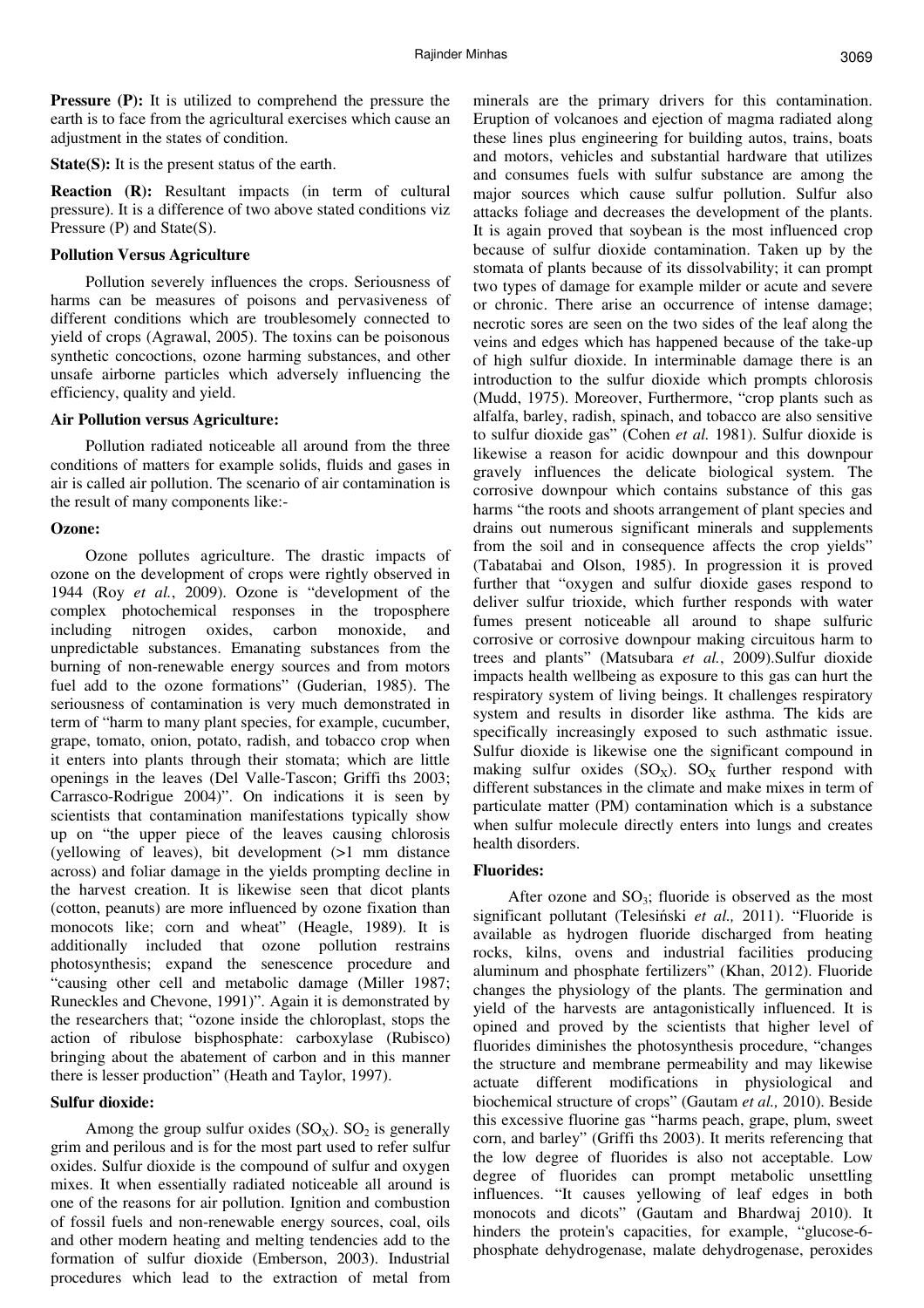**Pressure (P):** It is utilized to comprehend the pressure the earth is to face from the agricultural exercises which cause an adjustment in the states of condition.

**State(S):** It is the present status of the earth.

**Reaction (R):** Resultant impacts (in term of cultural pressure). It is a difference of two above stated conditions viz Pressure (P) and State(S).

### Pollution Versus Agriculture

Pollution severely influences the crops. Seriousness of harms can be measures of poisons and pervasiveness of different conditions which are troublesomely connected to yield of crops (Agrawal, 2005). The toxins can be poisonous synthetic concoctions, ozone harming substances, and other unsafe airborne particles which adversely influencing the efficiency, quality and yield.

### Air Pollution versus Agriculture:

Pollution radiated noticeable all around from the three conditions of matters for example solids, fluids and gases in air is called air pollution. The scenario of air contamination is the result of many components like:-

#### Ozone:

Ozone pollutes agriculture. The drastic impacts of ozone on the development of crops were rightly observed in 1944 (Roy *et al.*, 2009). Ozone is "development of the complex photochemical responses in the troposphere including nitrogen oxides, carbon monoxide, and unpredictable substances. Emanating substances from the burning of non-renewable energy sources and from motors fuel add to the ozone formations" (Guderian, 1985). The seriousness of contamination is very much demonstrated in term of "harm to many plant species, for example, cucumber, grape, tomato, onion, potato, radish, and tobacco crop when it enters into plants through their stomata; which are little openings in the leaves (Del Valle-Tascon; Griffi ths 2003; Carrasco-Rodrigue 2004)". On indications it is seen by scientists that contamination manifestations typically show up on "the upper piece of the leaves causing chlorosis (yellowing of leaves), bit development (>1 mm distance across) and foliar damage in the yields prompting decline in the harvest creation. It is likewise seen that dicot plants (cotton, peanuts) are more influenced by ozone fixation than monocots like; corn and wheat" (Heagle, 1989). It is additionally included that ozone pollution restrains photosynthesis; expand the senescence procedure and "causing other cell and metabolic damage (Miller 1987; Runeckles and Chevone, 1991)". Again it is demonstrated by the researchers that; "ozone inside the chloroplast, stops the action of ribulose bisphosphate: carboxylase (Rubisco) bringing about the abatement of carbon and in this manner there is lesser production" (Heath and Taylor, 1997).

#### Sulfur dioxide:

Among the group sulfur oxides ($SO_X$). $SO_2$ is generally grim and perilous and is for the most part used to refer sulfur oxides. Sulfur dioxide is the compound of sulfur and oxygen mixes. It when essentially radiated noticeable all around is one of the reasons for air pollution. Ignition and combustion of fossil fuels and non-renewable energy sources, coal, oils and other modern heating and melting tendencies add to the formation of sulfur dioxide (Emberson, 2003). Industrial procedures which lead to the extraction of metal from minerals are the primary drivers for this contamination. Eruption of volcanoes and ejection of magma radiated along these lines plus engineering for building autos, trains, boats and motors, vehicles and substantial hardware that utilizes and consumes fuels with sulfur substance are among the major sources which cause sulfur pollution. Sulfur also attacks foliage and decreases the development of the plants. It is again proved that soybean is the most influenced crop because of sulfur dioxide contamination. Taken up by the stomata of plants because of its dissolvability; it can prompt two types of damage for example milder or acute and severe or chronic. There arise an occurrence of intense damage; necrotic sores are seen on the two sides of the leaf along the veins and edges which has happened because of the take-up of high sulfur dioxide. In interminable damage there is an introduction to the sulfur dioxide which prompts chlorosis (Mudd, 1975). Moreover, Furthermore, "crop plants such as alfalfa, barley, radish, spinach, and tobacco are also sensitive to sulfur dioxide gas" (Cohen *et al.* 1981). Sulfur dioxide is likewise a reason for acidic downpour and this downpour gravely influences the delicate biological system. The corrosive downpour which contains substance of this gas harms "the roots and shoots arrangement of plant species and drains out numerous significant minerals and supplements from the soil and in consequence affects the crop yields" (Tabatabai and Olson, 1985). In progression it is proved further that "oxygen and sulfur dioxide gases respond to deliver sulfur trioxide, which further responds with water fumes present noticeable all around to shape sulfuric corrosive or corrosive downpour making circuitous harm to trees and plants" (Matsubara *et al.*, 2009).Sulfur dioxide impacts health wellbeing as exposure to this gas can hurt the respiratory system of living beings. It challenges respiratory system and results in disorder like asthma. The kids are specifically increasingly exposed to such asthmatic issue. Sulfur dioxide is likewise one the significant compound in making sulfur oxides ($SO_X$). $SO_X$ further respond with different substances in the climate and make mixes in term of particulate matter (PM) contamination which is a substance when sulfur molecule directly enters into lungs and creates health disorders.

#### Fluorides:

After ozone and $SO_3$; fluoride is observed as the most significant pollutant (Telesiński *et al.,* 2011). "Fluoride is available as hydrogen fluoride discharged from heating rocks, kilns, ovens and industrial facilities producing aluminum and phosphate fertilizers" (Khan, 2012). Fluoride changes the physiology of the plants. The germination and yield of the harvests are antagonistically influenced. It is opined and proved by the scientists that higher level of fluorides diminishes the photosynthesis procedure, "changes the structure and membrane permeability and may likewise actuate different modifications in physiological and biochemical structure of crops" (Gautam *et al.,* 2010). Beside this excessive fluorine gas "harms peach, grape, plum, sweet corn, and barley" (Griffi ths 2003). It merits referencing that the low degree of fluorides is also not acceptable. Low degree of fluorides can prompt metabolic unsettling influences. "It causes yellowing of leaf edges in both monocots and dicots" (Gautam and Bhardwaj 2010). It hinders the protein's capacities, for example, "glucose-6-phosphate dehydrogenase, malate dehydrogenase, peroxides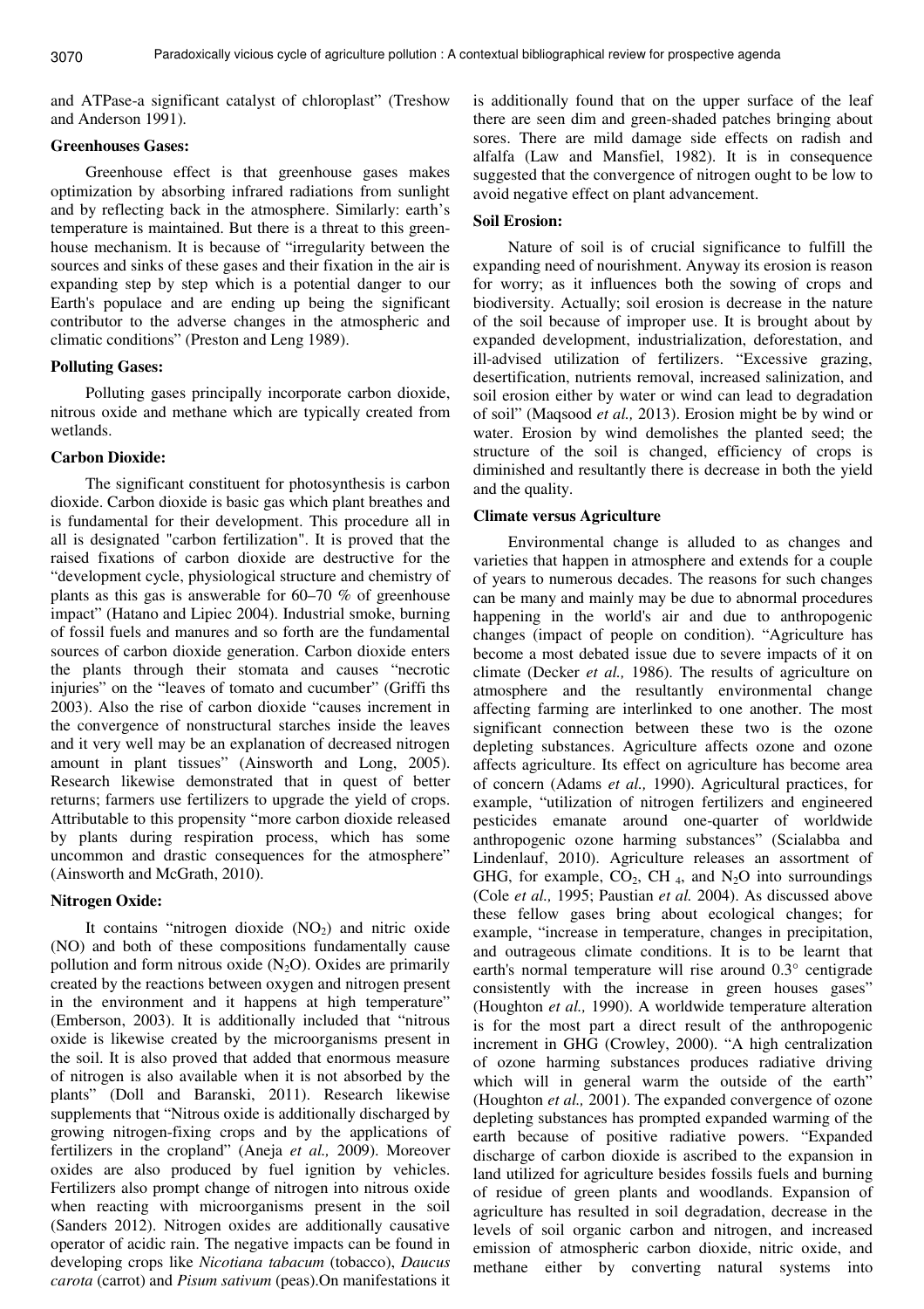and ATPase-a significant catalyst of chloroplast" (Treshow and Anderson 1991).

**Greenhouses Gases:**

Greenhouse effect is that greenhouse gases makes optimization by absorbing infrared radiations from sunlight and by reflecting back in the atmosphere. Similarly: earth's temperature is maintained. But there is a threat to this greenhouse mechanism. It is because of "irregularity between the sources and sinks of these gases and their fixation in the air is expanding step by step which is a potential danger to our Earth's populace and are ending up being the significant contributor to the adverse changes in the atmospheric and climatic conditions" (Preston and Leng 1989).

**Polluting Gases:**

Polluting gases principally incorporate carbon dioxide, nitrous oxide and methane which are typically created from wetlands.

**Carbon Dioxide:**

The significant constituent for photosynthesis is carbon dioxide. Carbon dioxide is basic gas which plant breathes and is fundamental for their development. This procedure all in all is designated "carbon fertilization". It is proved that the raised fixations of carbon dioxide are destructive for the "development cycle, physiological structure and chemistry of plants as this gas is answerable for 60–70 % of greenhouse impact" (Hatano and Lipiec 2004). Industrial smoke, burning of fossil fuels and manures and so forth are the fundamental sources of carbon dioxide generation. Carbon dioxide enters the plants through their stomata and causes "necrotic injuries" on the "leaves of tomato and cucumber" (Griffi ths 2003). Also the rise of carbon dioxide "causes increment in the convergence of nonstructural starches inside the leaves and it very well may be an explanation of decreased nitrogen amount in plant tissues" (Ainsworth and Long, 2005). Research likewise demonstrated that in quest of better returns; farmers use fertilizers to upgrade the yield of crops. Attributable to this propensity "more carbon dioxide released by plants during respiration process, which has some uncommon and drastic consequences for the atmosphere" (Ainsworth and McGrath, 2010).

**Nitrogen Oxide:**

It contains "nitrogen dioxide ($NO_2$) and nitric oxide (NO) and both of these compositions fundamentally cause pollution and form nitrous oxide ($N_2O$). Oxides are primarily created by the reactions between oxygen and nitrogen present in the environment and it happens at high temperature" (Emberson, 2003). It is additionally included that "nitrous oxide is likewise created by the microorganisms present in the soil. It is also proved that added that enormous measure of nitrogen is also available when it is not absorbed by the plants" (Doll and Baranski, 2011). Research likewise supplements that "Nitrous oxide is additionally discharged by growing nitrogen-fixing crops and by the applications of fertilizers in the cropland" (Aneja *et al.,* 2009). Moreover oxides are also produced by fuel ignition by vehicles. Fertilizers also prompt change of nitrogen into nitrous oxide when reacting with microorganisms present in the soil (Sanders 2012). Nitrogen oxides are additionally causative operator of acidic rain. The negative impacts can be found in developing crops like *Nicotiana tabacum* (tobacco), *Daucus carota* (carrot) and *Pisum sativum* (peas).On manifestations it is additionally found that on the upper surface of the leaf there are seen dim and green-shaded patches bringing about sores. There are mild damage side effects on radish and alfalfa (Law and Mansfiel, 1982). It is in consequence suggested that the convergence of nitrogen ought to be low to avoid negative effect on plant advancement.

**Soil Erosion:**

Nature of soil is of crucial significance to fulfill the expanding need of nourishment. Anyway its erosion is reason for worry; as it influences both the sowing of crops and biodiversity. Actually; soil erosion is decrease in the nature of the soil because of improper use. It is brought about by expanded development, industrialization, deforestation, and ill-advised utilization of fertilizers. "Excessive grazing, desertification, nutrients removal, increased salinization, and soil erosion either by water or wind can lead to degradation of soil" (Maqsood *et al.,* 2013). Erosion might be by wind or water. Erosion by wind demolishes the planted seed; the structure of the soil is changed, efficiency of crops is diminished and resultantly there is decrease in both the yield and the quality.

**Climate versus Agriculture**

Environmental change is alluded to as changes and varieties that happen in atmosphere and extends for a couple of years to numerous decades. The reasons for such changes can be many and mainly may be due to abnormal procedures happening in the world's air and due to anthropogenic changes (impact of people on condition). "Agriculture has become a most debated issue due to severe impacts of it on climate (Decker *et al.,* 1986). The results of agriculture on atmosphere and the resultantly environmental change affecting farming are interlinked to one another. The most significant connection between these two is the ozone depleting substances. Agriculture affects ozone and ozone affects agriculture. Its effect on agriculture has become area of concern (Adams *et al.,* 1990). Agricultural practices, for example, "utilization of nitrogen fertilizers and engineered pesticides emanate around one-quarter of worldwide anthropogenic ozone harming substances" (Scialabba and Lindenlauf, 2010). Agriculture releases an assortment of GHG, for example, $CO_2$, $CH_4$, and $N_2O$ into surroundings (Cole *et al.,* 1995; Paustian *et al.* 2004). As discussed above these fellow gases bring about ecological changes; for example, "increase in temperature, changes in precipitation, and outrageous climate conditions. It is to be learnt that earth's normal temperature will rise around 0.3° centigrade consistently with the increase in green houses gases" (Houghton *et al.,* 1990). A worldwide temperature alteration is for the most part a direct result of the anthropogenic increment in GHG (Crowley, 2000). "A high centralization of ozone harming substances produces radiative driving which will in general warm the outside of the earth" (Houghton *et al.,* 2001). The expanded convergence of ozone depleting substances has prompted expanded warming of the earth because of positive radiative powers. "Expanded discharge of carbon dioxide is ascribed to the expansion in land utilized for agriculture besides fossils fuels and burning of residue of green plants and woodlands. Expansion of agriculture has resulted in soil degradation, decrease in the levels of soil organic carbon and nitrogen, and increased emission of atmospheric carbon dioxide, nitric oxide, and methane either by converting natural systems into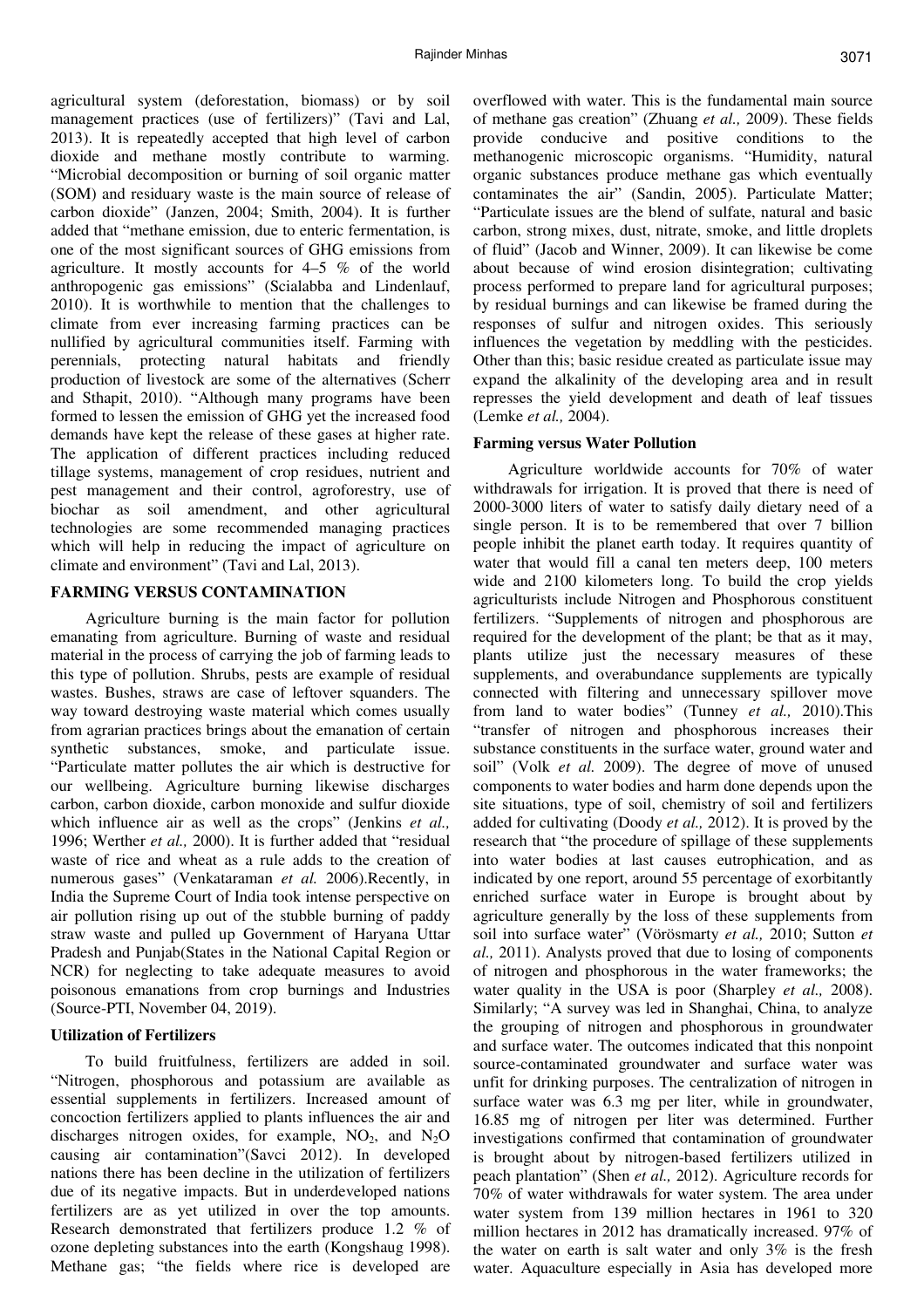agricultural system (deforestation, biomass) or by soil management practices (use of fertilizers)" (Tavi and Lal, 2013). It is repeatedly accepted that high level of carbon dioxide and methane mostly contribute to warming. "Microbial decomposition or burning of soil organic matter (SOM) and residuary waste is the main source of release of carbon dioxide" (Janzen, 2004; Smith, 2004). It is further added that "methane emission, due to enteric fermentation, is one of the most significant sources of GHG emissions from agriculture. It mostly accounts for 4–5 % of the world anthropogenic gas emissions" (Scialabba and Lindenlauf, 2010). It is worthwhile to mention that the challenges to climate from ever increasing farming practices can be nullified by agricultural communities itself. Farming with perennials, protecting natural habitats and friendly production of livestock are some of the alternatives (Scherr and Sthapit, 2010). "Although many programs have been formed to lessen the emission of GHG yet the increased food demands have kept the release of these gases at higher rate. The application of different practices including reduced tillage systems, management of crop residues, nutrient and pest management and their control, agroforestry, use of biochar as soil amendment, and other agricultural technologies are some recommended managing practices which will help in reducing the impact of agriculture on climate and environment" (Tavi and Lal, 2013).

## FARMING VERSUS CONTAMINATION

Agriculture burning is the main factor for pollution emanating from agriculture. Burning of waste and residual material in the process of carrying the job of farming leads to this type of pollution. Shrubs, pests are example of residual wastes. Bushes, straws are case of leftover squanders. The way toward destroying waste material which comes usually from agrarian practices brings about the emanation of certain synthetic substances, smoke, and particulate issue. "Particulate matter pollutes the air which is destructive for our wellbeing. Agriculture burning likewise discharges carbon, carbon dioxide, carbon monoxide and sulfur dioxide which influence air as well as the crops" (Jenkins *et al.,* 1996; Werther *et al.,* 2000). It is further added that "residual waste of rice and wheat as a rule adds to the creation of numerous gases" (Venkataraman *et al.* 2006).Recently, in India the Supreme Court of India took intense perspective on air pollution rising up out of the stubble burning of paddy straw waste and pulled up Government of Haryana Uttar Pradesh and Punjab(States in the National Capital Region or NCR) for neglecting to take adequate measures to avoid poisonous emanations from crop burnings and Industries (Source-PTI, November 04, 2019).

### Utilization of Fertilizers

To build fruitfulness, fertilizers are added in soil. "Nitrogen, phosphorous and potassium are available as essential supplements in fertilizers. Increased amount of concoction fertilizers applied to plants influences the air and discharges nitrogen oxides, for example, $NO_2$, and $N_2O$ causing air contamination"(Savci 2012). In developed nations there has been decline in the utilization of fertilizers due of its negative impacts. But in underdeveloped nations fertilizers are as yet utilized in over the top amounts. Research demonstrated that fertilizers produce 1.2 % of ozone depleting substances into the earth (Kongshaug 1998). Methane gas; "the fields where rice is developed are overflowed with water. This is the fundamental main source of methane gas creation" (Zhuang *et al.,* 2009). These fields provide conducive and positive conditions to the methanogenic microscopic organisms. "Humidity, natural organic substances produce methane gas which eventually contaminates the air" (Sandin, 2005). Particulate Matter; "Particulate issues are the blend of sulfate, natural and basic carbon, strong mixes, dust, nitrate, smoke, and little droplets of fluid" (Jacob and Winner, 2009). It can likewise be come about because of wind erosion disintegration; cultivating process performed to prepare land for agricultural purposes; by residual burnings and can likewise be framed during the responses of sulfur and nitrogen oxides. This seriously influences the vegetation by meddling with the pesticides. Other than this; basic residue created as particulate issue may expand the alkalinity of the developing area and in result represses the yield development and death of leaf tissues (Lemke *et al.,* 2004).

### Farming versus Water Pollution

Agriculture worldwide accounts for 70% of water withdrawals for irrigation. It is proved that there is need of 2000-3000 liters of water to satisfy daily dietary need of a single person. It is to be remembered that over 7 billion people inhibit the planet earth today. It requires quantity of water that would fill a canal ten meters deep, 100 meters wide and 2100 kilometers long. To build the crop yields agriculturists include Nitrogen and Phosphorous constituent fertilizers. "Supplements of nitrogen and phosphorous are required for the development of the plant; be that as it may, plants utilize just the necessary measures of these supplements, and overabundance supplements are typically connected with filtering and unnecessary spillover move from land to water bodies" (Tunney *et al.,* 2010).This "transfer of nitrogen and phosphorous increases their substance constituents in the surface water, ground water and soil" (Volk *et al.* 2009). The degree of move of unused components to water bodies and harm done depends upon the site situations, type of soil, chemistry of soil and fertilizers added for cultivating (Doody *et al.,* 2012). It is proved by the research that "the procedure of spillage of these supplements into water bodies at last causes eutrophication, and as indicated by one report, around 55 percentage of exorbitantly enriched surface water in Europe is brought about by agriculture generally by the loss of these supplements from soil into surface water" (Vörösmarty *et al.,* 2010; Sutton *et al.,* 2011). Analysts proved that due to losing of components of nitrogen and phosphorous in the water frameworks; the water quality in the USA is poor (Sharpley *et al.,* 2008). Similarly; "A survey was led in Shanghai, China, to analyze the grouping of nitrogen and phosphorous in groundwater and surface water. The outcomes indicated that this nonpoint source-contaminated groundwater and surface water was unfit for drinking purposes. The centralization of nitrogen in surface water was 6.3 mg per liter, while in groundwater, 16.85 mg of nitrogen per liter was determined. Further investigations confirmed that contamination of groundwater is brought about by nitrogen-based fertilizers utilized in peach plantation" (Shen *et al.,* 2012). Agriculture records for 70% of water withdrawals for water system. The area under water system from 139 million hectares in 1961 to 320 million hectares in 2012 has dramatically increased. 97% of the water on earth is salt water and only 3% is the fresh water. Aquaculture especially in Asia has developed more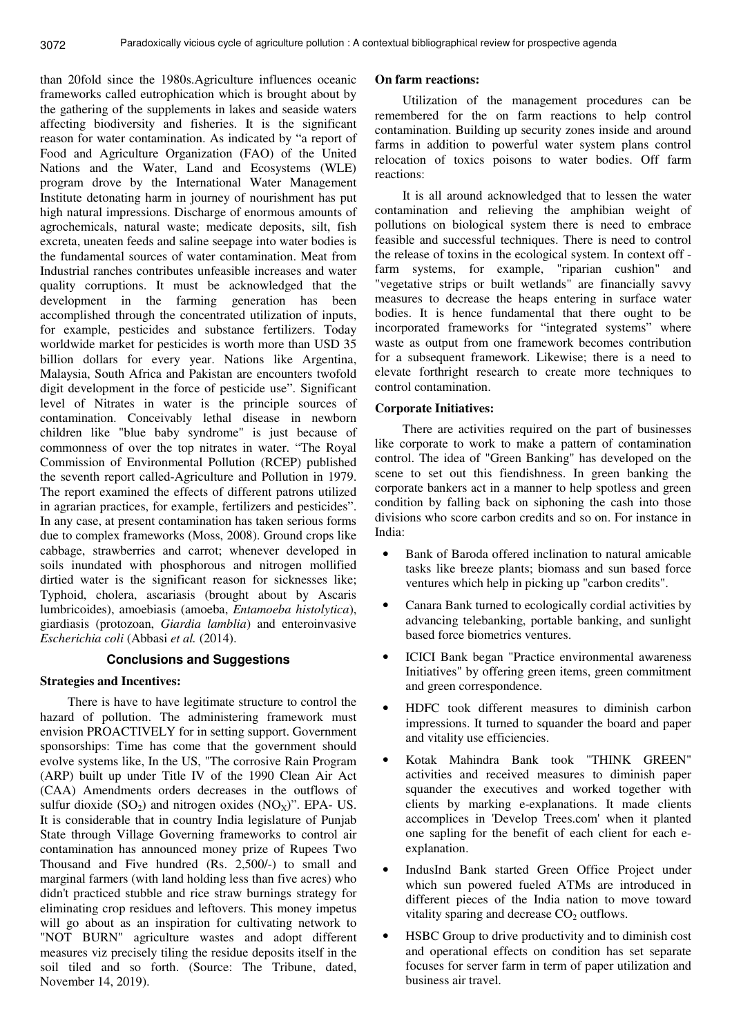than 20fold since the 1980s.Agriculture influences oceanic frameworks called eutrophication which is brought about by the gathering of the supplements in lakes and seaside waters affecting biodiversity and fisheries. It is the significant reason for water contamination. As indicated by "a report of Food and Agriculture Organization (FAO) of the United Nations and the Water, Land and Ecosystems (WLE) program drove by the International Water Management Institute detonating harm in journey of nourishment has put high natural impressions. Discharge of enormous amounts of agrochemicals, natural waste; medicate deposits, silt, fish excreta, uneaten feeds and saline seepage into water bodies is the fundamental sources of water contamination. Meat from Industrial ranches contributes unfeasible increases and water quality corruptions. It must be acknowledged that the development in the farming generation has been accomplished through the concentrated utilization of inputs, for example, pesticides and substance fertilizers. Today worldwide market for pesticides is worth more than USD 35 billion dollars for every year. Nations like Argentina, Malaysia, South Africa and Pakistan are encounters twofold digit development in the force of pesticide use". Significant level of Nitrates in water is the principle sources of contamination. Conceivably lethal disease in newborn children like "blue baby syndrome" is just because of commonness of over the top nitrates in water. "The Royal Commission of Environmental Pollution (RCEP) published the seventh report called-Agriculture and Pollution in 1979. The report examined the effects of different patrons utilized in agrarian practices, for example, fertilizers and pesticides". In any case, at present contamination has taken serious forms due to complex frameworks (Moss, 2008). Ground crops like cabbage, strawberries and carrot; whenever developed in soils inundated with phosphorous and nitrogen mollified dirtied water is the significant reason for sicknesses like; Typhoid, cholera, ascariasis (brought about by Ascaris lumbricoides), amoebiasis (amoeba, *Entamoeba histolytica*), giardiasis (protozoan, *Giardia lamblia*) and enteroinvasive *Escherichia coli* (Abbasi *et al.* (2014).

## Conclusions and Suggestions

### Strategies and Incentives:

There is have to have legitimate structure to control the hazard of pollution. The administering framework must envision PROACTIVELY for in setting support. Government sponsorships: Time has come that the government should evolve systems like, In the US, "The corrosive Rain Program (ARP) built up under Title IV of the 1990 Clean Air Act (CAA) Amendments orders decreases in the outflows of sulfur dioxide ($SO_2$) and nitrogen oxides ($NO_X$)". EPA- US. It is considerable that in country India legislature of Punjab State through Village Governing frameworks to control air contamination has announced money prize of Rupees Two Thousand and Five hundred (Rs. 2,500/-) to small and marginal farmers (with land holding less than five acres) who didn't practiced stubble and rice straw burnings strategy for eliminating crop residues and leftovers. This money impetus will go about as an inspiration for cultivating network to "NOT BURN" agriculture wastes and adopt different measures viz precisely tiling the residue deposits itself in the soil tiled and so forth. (Source: The Tribune, dated, November 14, 2019).

### On farm reactions:

Utilization of the management procedures can be remembered for the on farm reactions to help control contamination. Building up security zones inside and around farms in addition to powerful water system plans control relocation of toxics poisons to water bodies. Off farm reactions:

It is all around acknowledged that to lessen the water contamination and relieving the amphibian weight of pollutions on biological system there is need to embrace feasible and successful techniques. There is need to control the release of toxins in the ecological system. In context off - farm systems, for example, "riparian cushion" and "vegetative strips or built wetlands" are financially savvy measures to decrease the heaps entering in surface water bodies. It is hence fundamental that there ought to be incorporated frameworks for "integrated systems" where waste as output from one framework becomes contribution for a subsequent framework. Likewise; there is a need to elevate forthright research to create more techniques to control contamination.

### Corporate Initiatives:

There are activities required on the part of businesses like corporate to work to make a pattern of contamination control. The idea of "Green Banking" has developed on the scene to set out this fiendishness. In green banking the corporate bankers act in a manner to help spotless and green condition by falling back on siphoning the cash into those divisions who score carbon credits and so on. For instance in India:

- Bank of Baroda offered inclination to natural amicable tasks like breeze plants; biomass and sun based force ventures which help in picking up "carbon credits".
- Canara Bank turned to ecologically cordial activities by advancing telebanking, portable banking, and sunlight based force biometrics ventures.
- ICICI Bank began "Practice environmental awareness Initiatives" by offering green items, green commitment and green correspondence.
- HDFC took different measures to diminish carbon impressions. It turned to squander the board and paper and vitality use efficiencies.
- Kotak Mahindra Bank took "THINK GREEN" activities and received measures to diminish paper squander the executives and worked together with clients by marking e-explanations. It made clients accomplices in 'Develop Trees.com' when it planted one sapling for the benefit of each client for each e-explanation.
- IndusInd Bank started Green Office Project under which sun powered fueled ATMs are introduced in different pieces of the India nation to move toward vitality sparing and decrease $CO_2$ outflows.
- HSBC Group to drive productivity and to diminish cost and operational effects on condition has set separate focuses for server farm in term of paper utilization and business air travel.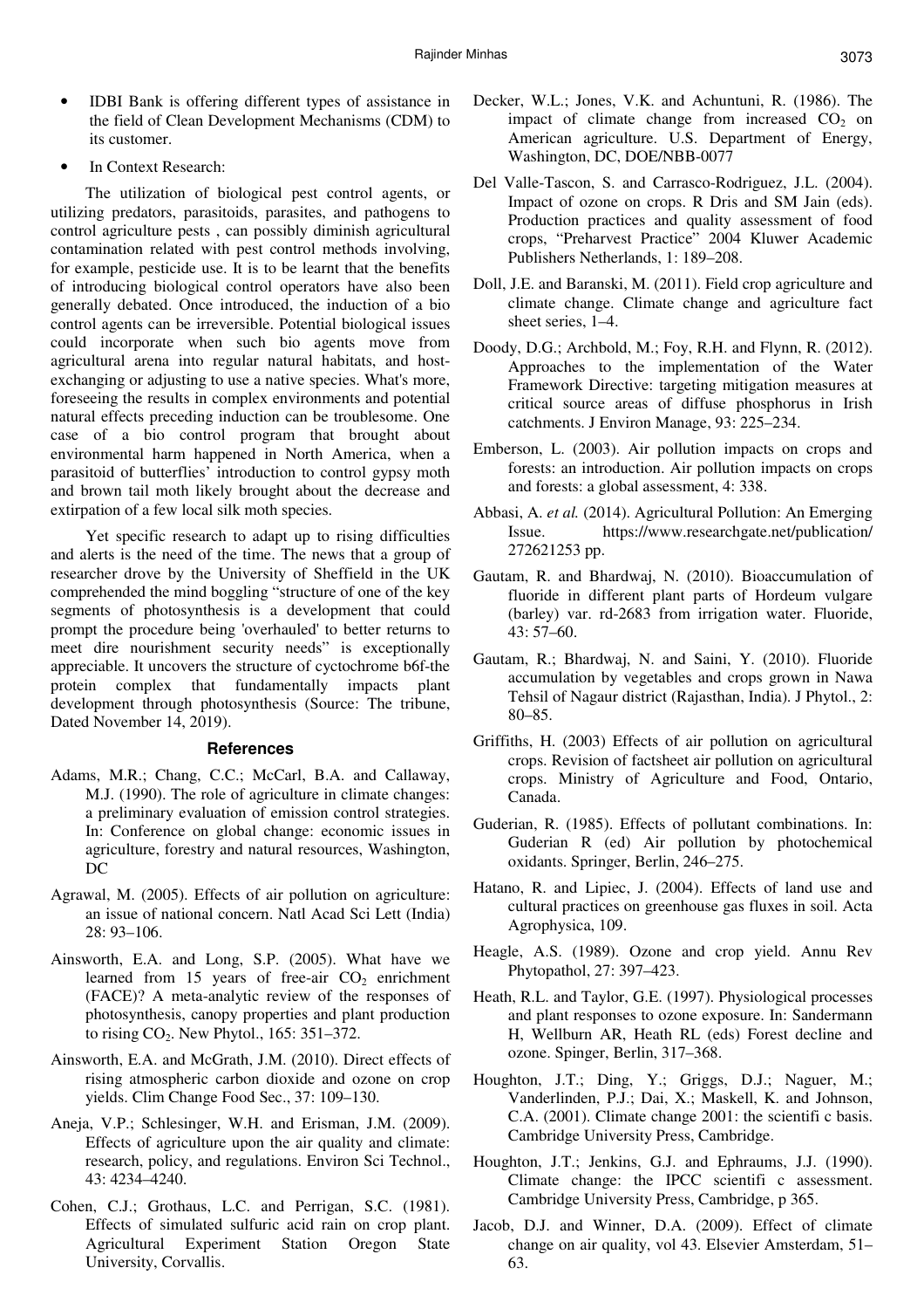- IDBI Bank is offering different types of assistance in the field of Clean Development Mechanisms (CDM) to its customer.
- In Context Research:

The utilization of biological pest control agents, or utilizing predators, parasitoids, parasites, and pathogens to control agriculture pests , can possibly diminish agricultural contamination related with pest control methods involving, for example, pesticide use. It is to be learnt that the benefits of introducing biological control operators have also been generally debated. Once introduced, the induction of a bio control agents can be irreversible. Potential biological issues could incorporate when such bio agents move from agricultural arena into regular natural habitats, and host-exchanging or adjusting to use a native species. What's more, foreseeing the results in complex environments and potential natural effects preceding induction can be troublesome. One case of a bio control program that brought about environmental harm happened in North America, when a parasitoid of butterflies' introduction to control gypsy moth and brown tail moth likely brought about the decrease and extirpation of a few local silk moth species.

Yet specific research to adapt up to rising difficulties and alerts is the need of the time. The news that a group of researcher drove by the University of Sheffield in the UK comprehended the mind boggling "structure of one of the key segments of photosynthesis is a development that could prompt the procedure being 'overhauled' to better returns to meet dire nourishment security needs" is exceptionally appreciable. It uncovers the structure of cyctochrome b6f-the protein complex that fundamentally impacts plant development through photosynthesis (Source: The tribune, Dated November 14, 2019).

## References

Adams, M.R.; Chang, C.C.; McCarl, B.A. and Callaway, M.J. (1990). The role of agriculture in climate changes: a preliminary evaluation of emission control strategies. In: Conference on global change: economic issues in agriculture, forestry and natural resources, Washington, DC

Agrawal, M. (2005). Effects of air pollution on agriculture: an issue of national concern. Natl Acad Sci Lett (India) 28: 93–106.

Ainsworth, E.A. and Long, S.P. (2005). What have we learned from 15 years of free-air $CO_2$ enrichment (FACE)? A meta-analytic review of the responses of photosynthesis, canopy properties and plant production to rising $CO_2$. New Phytol., 165: 351–372.

Ainsworth, E.A. and McGrath, J.M. (2010). Direct effects of rising atmospheric carbon dioxide and ozone on crop yields. Clim Change Food Sec., 37: 109–130.

Aneja, V.P.; Schlesinger, W.H. and Erisman, J.M. (2009). Effects of agriculture upon the air quality and climate: research, policy, and regulations. Environ Sci Technol., 43: 4234–4240.

Cohen, C.J.; Grothaus, L.C. and Perrigan, S.C. (1981). Effects of simulated sulfuric acid rain on crop plant. Agricultural Experiment Station Oregon State University, Corvallis.

Decker, W.L.; Jones, V.K. and Achuntuni, R. (1986). The impact of climate change from increased $CO_2$ on American agriculture. U.S. Department of Energy, Washington, DC, DOE/NBB-0077

Del Valle-Tascon, S. and Carrasco-Rodriguez, J.L. (2004). Impact of ozone on crops. R Dris and SM Jain (eds). Production practices and quality assessment of food crops, "Preharvest Practice" 2004 Kluwer Academic Publishers Netherlands, 1: 189–208.

Doll, J.E. and Baranski, M. (2011). Field crop agriculture and climate change. Climate change and agriculture fact sheet series, 1–4.

Doody, D.G.; Archbold, M.; Foy, R.H. and Flynn, R. (2012). Approaches to the implementation of the Water Framework Directive: targeting mitigation measures at critical source areas of diffuse phosphorus in Irish catchments. J Environ Manage, 93: 225–234.

Emberson, L. (2003). Air pollution impacts on crops and forests: an introduction. Air pollution impacts on crops and forests: a global assessment, 4: 338.

Abbasi, A. *et al.* (2014). Agricultural Pollution: An Emerging Issue. https://www.researchgate.net/publication/272621253 pp.

Gautam, R. and Bhardwaj, N. (2010). Bioaccumulation of fluoride in different plant parts of Hordeum vulgare (barley) var. rd-2683 from irrigation water. Fluoride, 43: 57–60.

Gautam, R.; Bhardwaj, N. and Saini, Y. (2010). Fluoride accumulation by vegetables and crops grown in Nawa Tehsil of Nagaur district (Rajasthan, India). J Phytol., 2: 80–85.

Griffiths, H. (2003) Effects of air pollution on agricultural crops. Revision of factsheet air pollution on agricultural crops. Ministry of Agriculture and Food, Ontario, Canada.

Guderian, R. (1985). Effects of pollutant combinations. In: Guderian R (ed) Air pollution by photochemical oxidants. Springer, Berlin, 246–275.

Hatano, R. and Lipiec, J. (2004). Effects of land use and cultural practices on greenhouse gas fluxes in soil. Acta Agrophysica, 109.

Heagle, A.S. (1989). Ozone and crop yield. Annu Rev Phytopathol, 27: 397–423.

Heath, R.L. and Taylor, G.E. (1997). Physiological processes and plant responses to ozone exposure. In: Sandermann H, Wellburn AR, Heath RL (eds) Forest decline and ozone. Spinger, Berlin, 317–368.

Houghton, J.T.; Ding, Y.; Griggs, D.J.; Naguer, M.; Vanderlinden, P.J.; Dai, X.; Maskell, K. and Johnson, C.A. (2001). Climate change 2001: the scientifi c basis. Cambridge University Press, Cambridge.

Houghton, J.T.; Jenkins, G.J. and Ephraums, J.J. (1990). Climate change: the IPCC scientifi c assessment. Cambridge University Press, Cambridge, p 365.

Jacob, D.J. and Winner, D.A. (2009). Effect of climate change on air quality, vol 43. Elsevier Amsterdam, 51–63.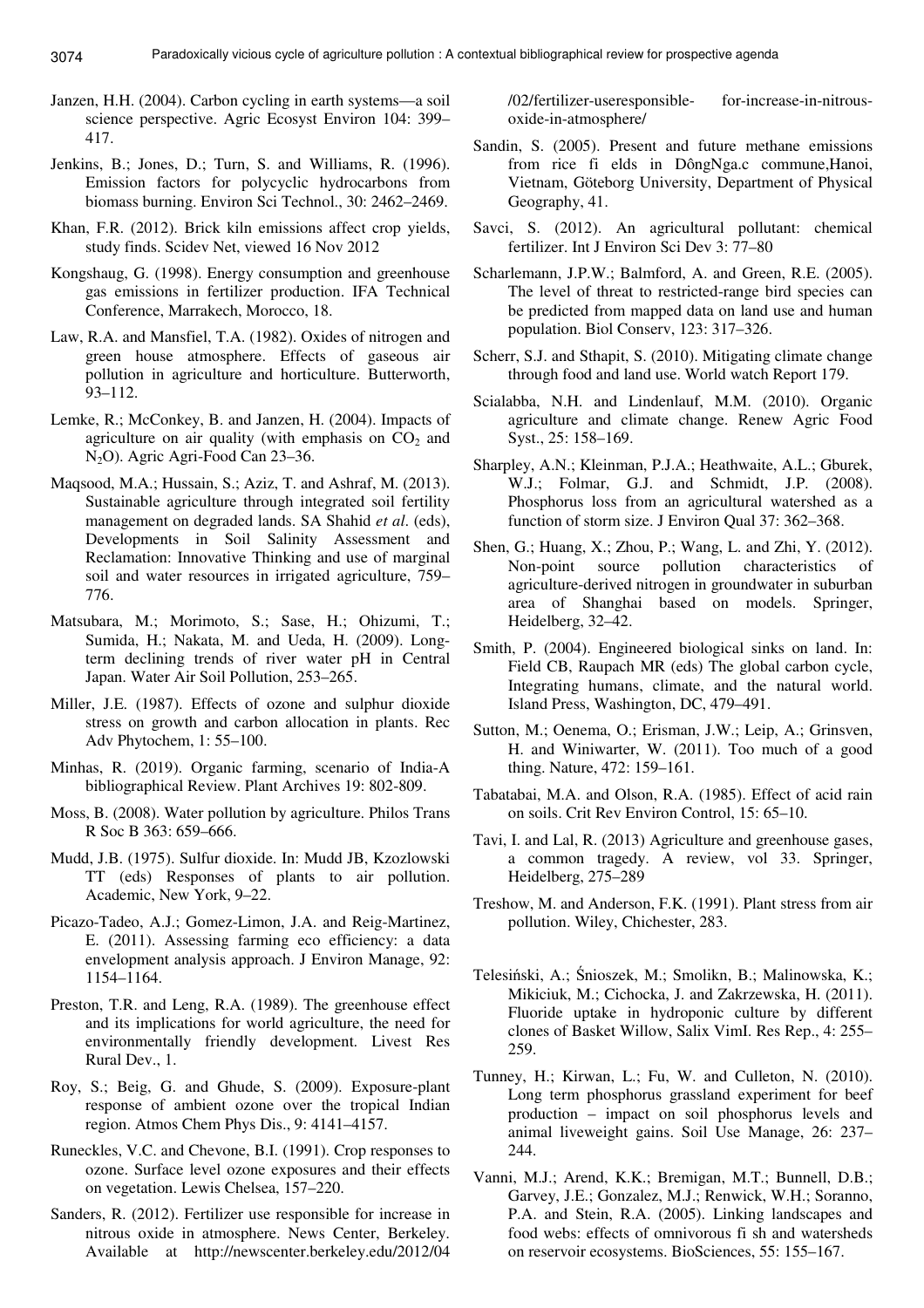Janzen, H.H. (2004). Carbon cycling in earth systems—a soil science perspective. Agric Ecosyst Environ 104: 399–417.

Jenkins, B.; Jones, D.; Turn, S. and Williams, R. (1996). Emission factors for polycyclic hydrocarbons from biomass burning. Environ Sci Technol., 30: 2462–2469.

Khan, F.R. (2012). Brick kiln emissions affect crop yields, study finds. Scidev Net, viewed 16 Nov 2012

Kongshaug, G. (1998). Energy consumption and greenhouse gas emissions in fertilizer production. IFA Technical Conference, Marrakech, Morocco, 18.

Law, R.A. and Mansfiel, T.A. (1982). Oxides of nitrogen and green house atmosphere. Effects of gaseous air pollution in agriculture and horticulture. Butterworth, 93–112.

Lemke, R.; McConkey, B. and Janzen, H. (2004). Impacts of agriculture on air quality (with emphasis on $CO_2$ and $N_2O$). Agric Agri-Food Can 23–36.

Maqsood, M.A.; Hussain, S.; Aziz, T. and Ashraf, M. (2013). Sustainable agriculture through integrated soil fertility management on degraded lands. SA Shahid *et al*. (eds), Developments in Soil Salinity Assessment and Reclamation: Innovative Thinking and use of marginal soil and water resources in irrigated agriculture, 759–776.

Matsubara, M.; Morimoto, S.; Sase, H.; Ohizumi, T.; Sumida, H.; Nakata, M. and Ueda, H. (2009). Long-term declining trends of river water pH in Central Japan. Water Air Soil Pollution, 253–265.

Miller, J.E. (1987). Effects of ozone and sulphur dioxide stress on growth and carbon allocation in plants. Rec Adv Phytochem, 1: 55–100.

Minhas, R. (2019). Organic farming, scenario of India-A bibliographical Review. Plant Archives 19: 802-809.

Moss, B. (2008). Water pollution by agriculture. Philos Trans R Soc B 363: 659–666.

Mudd, J.B. (1975). Sulfur dioxide. In: Mudd JB, Kzozlowski TT (eds) Responses of plants to air pollution. Academic, New York, 9–22.

Picazo-Tadeo, A.J.; Gomez-Limon, J.A. and Reig-Martinez, E. (2011). Assessing farming eco efficiency: a data envelopment analysis approach. J Environ Manage, 92: 1154–1164.

Preston, T.R. and Leng, R.A. (1989). The greenhouse effect and its implications for world agriculture, the need for environmentally friendly development. Livest Res Rural Dev., 1.

Roy, S.; Beig, G. and Ghude, S. (2009). Exposure-plant response of ambient ozone over the tropical Indian region. Atmos Chem Phys Dis., 9: 4141–4157.

Runeckles, V.C. and Chevone, B.I. (1991). Crop responses to ozone. Surface level ozone exposures and their effects on vegetation. Lewis Chelsea, 157–220.

Sanders, R. (2012). Fertilizer use responsible for increase in nitrous oxide in atmosphere. News Center, Berkeley. Available at http://newscenter.berkeley.edu/2012/04/02/fertilizer-useresponsible- for-increase-in-nitrous-oxide-in-atmosphere/

Sandin, S. (2005). Present and future methane emissions from rice fi elds in DôngNga.c commune,Hanoi, Vietnam, Göteborg University, Department of Physical Geography, 41.

Savci, S. (2012). An agricultural pollutant: chemical fertilizer. Int J Environ Sci Dev 3: 77–80

Scharlemann, J.P.W.; Balmford, A. and Green, R.E. (2005). The level of threat to restricted-range bird species can be predicted from mapped data on land use and human population. Biol Conserv, 123: 317–326.

Scherr, S.J. and Sthapit, S. (2010). Mitigating climate change through food and land use. World watch Report 179.

Scialabba, N.H. and Lindenlauf, M.M. (2010). Organic agriculture and climate change. Renew Agric Food Syst., 25: 158–169.

Sharpley, A.N.; Kleinman, P.J.A.; Heathwaite, A.L.; Gburek, W.J.; Folmar, G.J. and Schmidt, J.P. (2008). Phosphorus loss from an agricultural watershed as a function of storm size. J Environ Qual 37: 362–368.

Shen, G.; Huang, X.; Zhou, P.; Wang, L. and Zhi, Y. (2012). Non-point source pollution characteristics of agriculture-derived nitrogen in groundwater in suburban area of Shanghai based on models. Springer, Heidelberg, 32–42.

Smith, P. (2004). Engineered biological sinks on land. In: Field CB, Raupach MR (eds) The global carbon cycle, Integrating humans, climate, and the natural world. Island Press, Washington, DC, 479–491.

Sutton, M.; Oenema, O.; Erisman, J.W.; Leip, A.; Grinsven, H. and Winiwarter, W. (2011). Too much of a good thing. Nature, 472: 159–161.

Tabatabai, M.A. and Olson, R.A. (1985). Effect of acid rain on soils. Crit Rev Environ Control, 15: 65–10.

Tavi, I. and Lal, R. (2013) Agriculture and greenhouse gases, a common tragedy. A review, vol 33. Springer, Heidelberg, 275–289

Treshow, M. and Anderson, F.K. (1991). Plant stress from air pollution. Wiley, Chichester, 283.

Telesiński, A.; Śnioszek, M.; Smolikn, B.; Malinowska, K.; Mikiciuk, M.; Cichocka, J. and Zakrzewska, H. (2011). Fluoride uptake in hydroponic culture by different clones of Basket Willow, Salix VimI. Res Rep., 4: 255–259.

Tunney, H.; Kirwan, L.; Fu, W. and Culleton, N. (2010). Long term phosphorus grassland experiment for beef production – impact on soil phosphorus levels and animal liveweight gains. Soil Use Manage, 26: 237–244.

Vanni, M.J.; Arend, K.K.; Bremigan, M.T.; Bunnell, D.B.; Garvey, J.E.; Gonzalez, M.J.; Renwick, W.H.; Soranno, P.A. and Stein, R.A. (2005). Linking landscapes and food webs: effects of omnivorous fi sh and watersheds on reservoir ecosystems. BioSciences, 55: 155–167.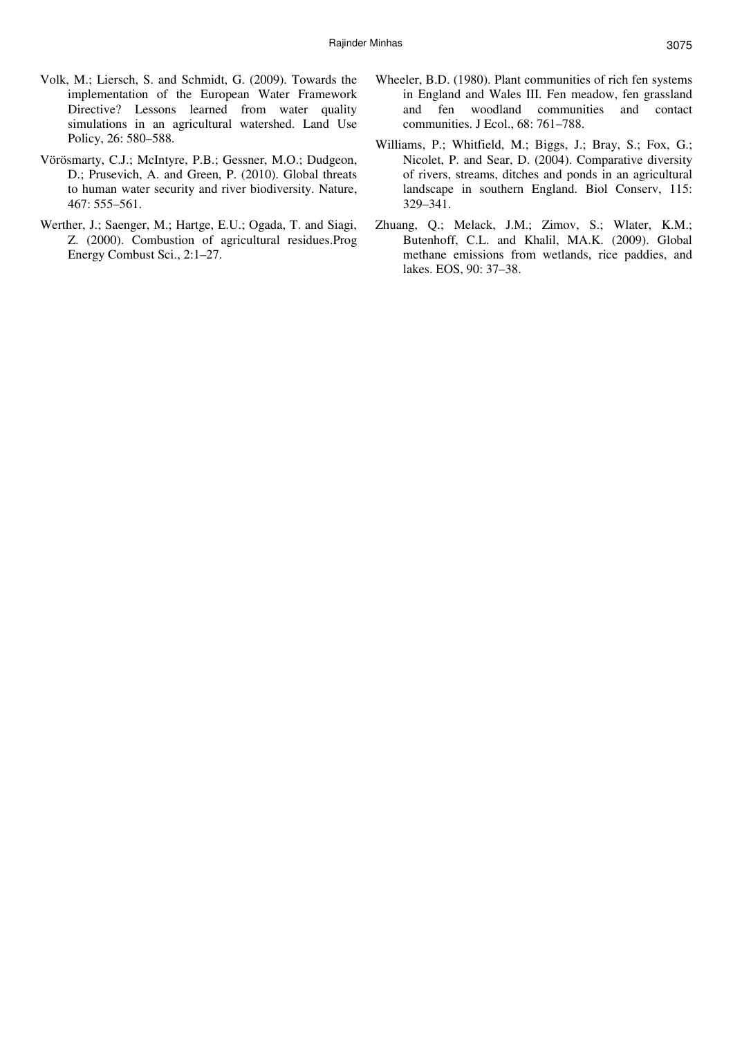Volk, M.; Liersch, S. and Schmidt, G. (2009). Towards the implementation of the European Water Framework Directive? Lessons learned from water quality simulations in an agricultural watershed. Land Use Policy, 26: 580–588.

Vörösmarty, C.J.; McIntyre, P.B.; Gessner, M.O.; Dudgeon, D.; Prusevich, A. and Green, P. (2010). Global threats to human water security and river biodiversity. Nature, 467: 555–561.

Werther, J.; Saenger, M.; Hartge, E.U.; Ogada, T. and Siagi, Z. (2000). Combustion of agricultural residues.Prog Energy Combust Sci., 2:1–27.

Wheeler, B.D. (1980). Plant communities of rich fen systems in England and Wales III. Fen meadow, fen grassland and fen woodland communities and contact communities. J Ecol., 68: 761–788.

Williams, P.; Whitfield, M.; Biggs, J.; Bray, S.; Fox, G.; Nicolet, P. and Sear, D. (2004). Comparative diversity of rivers, streams, ditches and ponds in an agricultural landscape in southern England. Biol Conserv, 115: 329–341.

Zhuang, Q.; Melack, J.M.; Zimov, S.; Wlater, K.M.; Butenhoff, C.L. and Khalil, MA.K. (2009). Global methane emissions from wetlands, rice paddies, and lakes. EOS, 90: 37–38.